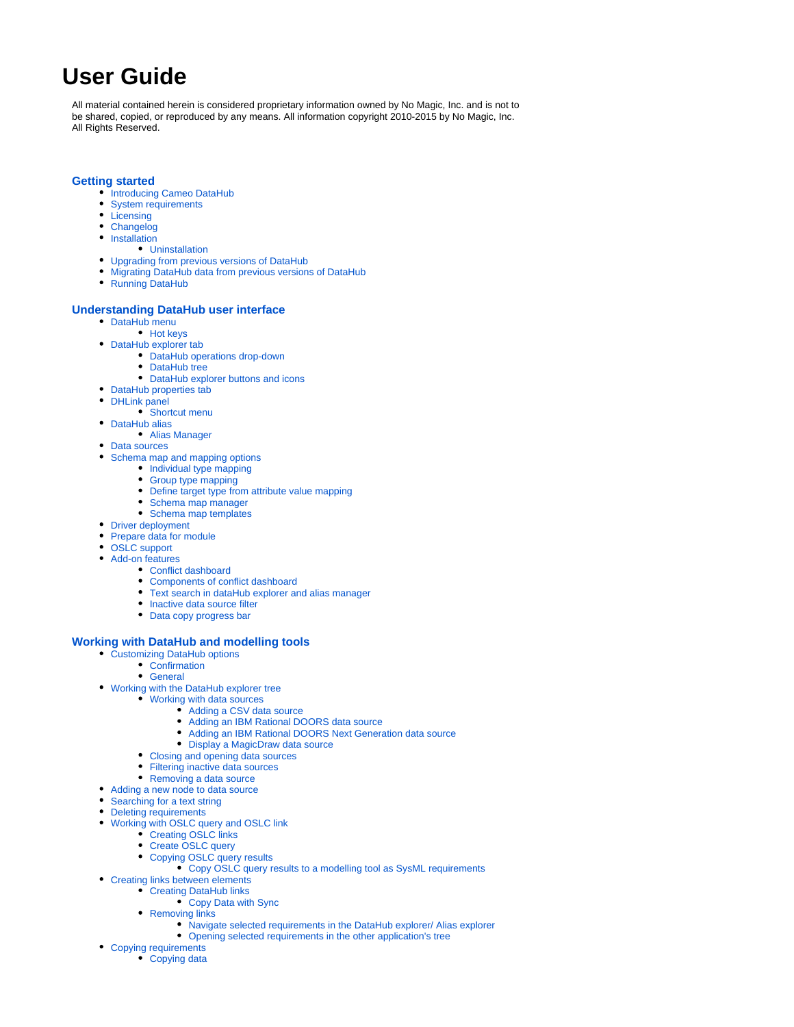# User Guide

All material contained herein is considered proprietary information owned by No Magic, Inc. and is not to be shared, copied, or reproduced by any means. All information copyright 2010-2015 by No Magic, Inc. All Rights Reserved.

## Getting started

- Introducing Cameo DataHub
- System requirements
- Licensing
- Changelog
- Installation
    - Uninstallation
- Upgrading from previous versions of DataHub
- Migrating DataHub data from previous versions of DataHub
- Running DataHub

## Understanding DataHub user interface

- DataHub menu
    - Hot keys
- DataHub explorer tab
    - DataHub operations drop-down
    - DataHub tree
    - DataHub explorer buttons and icons
- DataHub properties tab
- DHLink panel
    - Shortcut menu
- DataHub alias
    - Alias Manager
- Data sources
- Schema map and mapping options
    - Individual type mapping
    - Group type mapping
    - Define target type from attribute value mapping
    - Schema map manager
    - Schema map templates
- Driver deployment
- Prepare data for module
- OSLC support
- Add-on features
    - Conflict dashboard
    - Components of conflict dashboard
    - Text search in dataHub explorer and alias manager
    - Inactive data source filter
    - Data copy progress bar

## Working with DataHub and modelling tools

- Customizing DataHub options
    - Confirmation
    - General
- Working with the DataHub explorer tree
    - Working with data sources
        - Adding a CSV data source
        - Adding an IBM Rational DOORS data source
        - Adding an IBM Rational DOORS Next Generation data source
        - Display a MagicDraw data source
    - Closing and opening data sources
    - Filtering inactive data sources
    - Removing a data source
- Adding a new node to data source
- Searching for a text string
- Deleting requirements
- Working with OSLC query and OSLC link
    - Creating OSLC links
    - Create OSLC query
    - Copying OSLC query results
        - Copy OSLC query results to a modelling tool as SysML requirements
- Creating links between elements
    - Creating DataHub links
        - Copy Data with Sync
    - Removing links
        - Navigate selected requirements in the DataHub explorer/ Alias explorer
        - Opening selected requirements in the other application's tree
- Copying requirements
    - Copying data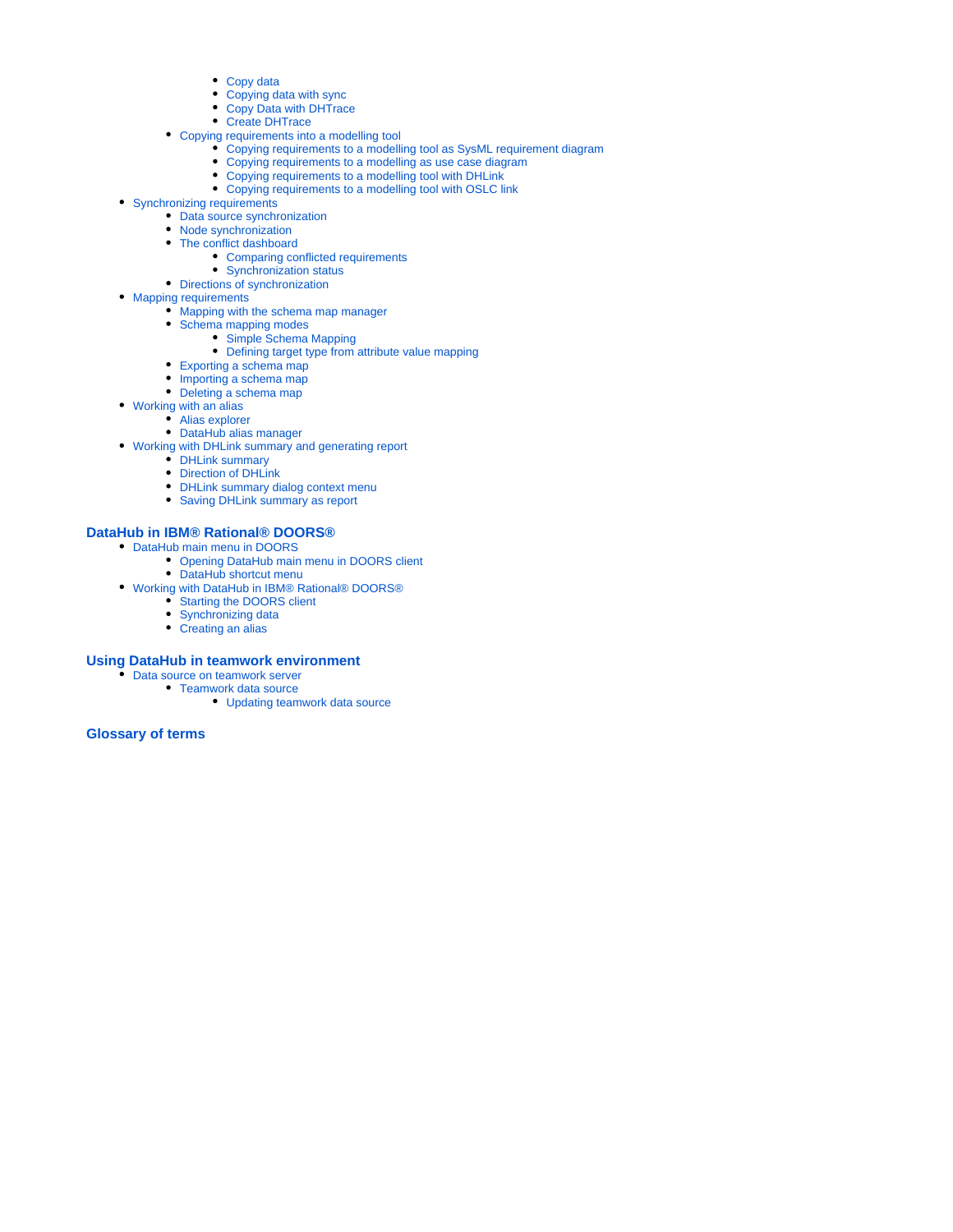- Copy data
            - Copying data with sync
            - Copy Data with DHTrace
            - Create DHTrace
        - Copying requirements into a modelling tool
            - Copying requirements to a modelling tool as SysML requirement diagram
            - Copying requirements to a modelling as use case diagram
            - Copying requirements to a modelling tool with DHLink
            - Copying requirements to a modelling tool with OSLC link
- Synchronizing requirements
    - Data source synchronization
    - Node synchronization
    - The conflict dashboard
        - Comparing conflicted requirements
        - Synchronization status
    - Directions of synchronization
- Mapping requirements
    - Mapping with the schema map manager
    - Schema mapping modes
        - Simple Schema Mapping
        - Defining target type from attribute value mapping
    - Exporting a schema map
    - Importing a schema map
    - Deleting a schema map
- Working with an alias
    - Alias explorer
    - DataHub alias manager
- Working with DHLink summary and generating report
    - DHLink summary
    - Direction of DHLink
    - DHLink summary dialog context menu
    - Saving DHLink summary as report

## DataHub in IBM® Rational® DOORS®

- DataHub main menu in DOORS
    - Opening DataHub main menu in DOORS client
    - DataHub shortcut menu
- Working with DataHub in IBM® Rational® DOORS®
    - Starting the DOORS client
    - Synchronizing data
    - Creating an alias

## Using DataHub in teamwork environment

- Data source on teamwork server
    - Teamwork data source
        - Updating teamwork data source

## Glossary of terms